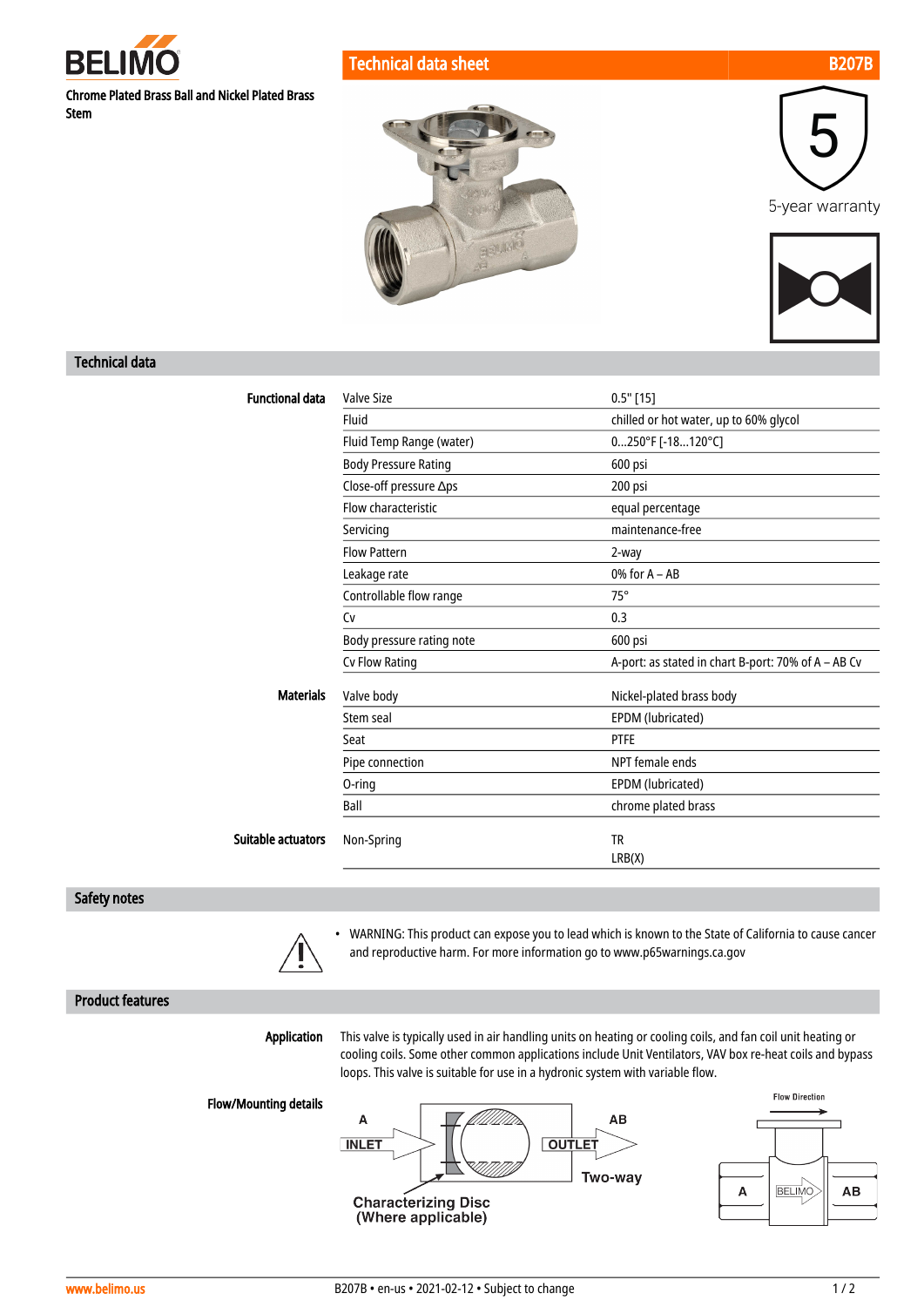# BELIMO

**Chrome Plated Brass Ball and Nickel Plated Brass Stem**

**Technical data sheet** **B207B**

5-year warranty

## Technical data

| | | |
|---|---|---|
| **Functional data** | Valve Size | 0.5" [15] |
| | Fluid | chilled or hot water, up to 60% glycol |
| | Fluid Temp Range (water) | 0...250°F [-18...120°C] |
| | Body Pressure Rating | 600 psi |
| | Close-off pressure Δps | 200 psi |
| | Flow characteristic | equal percentage |
| | Servicing | maintenance-free |
| | Flow Pattern | 2-way |
| | Leakage rate | 0% for A – AB |
| | Controllable flow range | 75° |
| | Cv | 0.3 |
| | Body pressure rating note | 600 psi |
| | Cv Flow Rating | A-port: as stated in chart B-port: 70% of A – AB Cv |
| **Materials** | Valve body | Nickel-plated brass body |
| | Stem seal | EPDM (lubricated) |
| | Seat | PTFE |
| | Pipe connection | NPT female ends |
| | O-ring | EPDM (lubricated) |
| | Ball | chrome plated brass |
| **Suitable actuators** | Non-Spring | TR<br>LRB(X) |

## Safety notes

- WARNING: This product can expose you to lead which is known to the State of California to cause cancer and reproductive harm. For more information go to www.p65warnings.ca.gov

## Product features

**Application**

This valve is typically used in air handling units on heating or cooling coils, and fan coil unit heating or cooling coils. Some other common applications include Unit Ventilators, VAV box re-heat coils and bypass loops. This valve is suitable for use in a hydronic system with variable flow.

**Flow/Mounting details**

A INLET — AB OUTLET — Two-way

Characterizing Disc (Where applicable)

Flow Direction — A — BELIMO — AB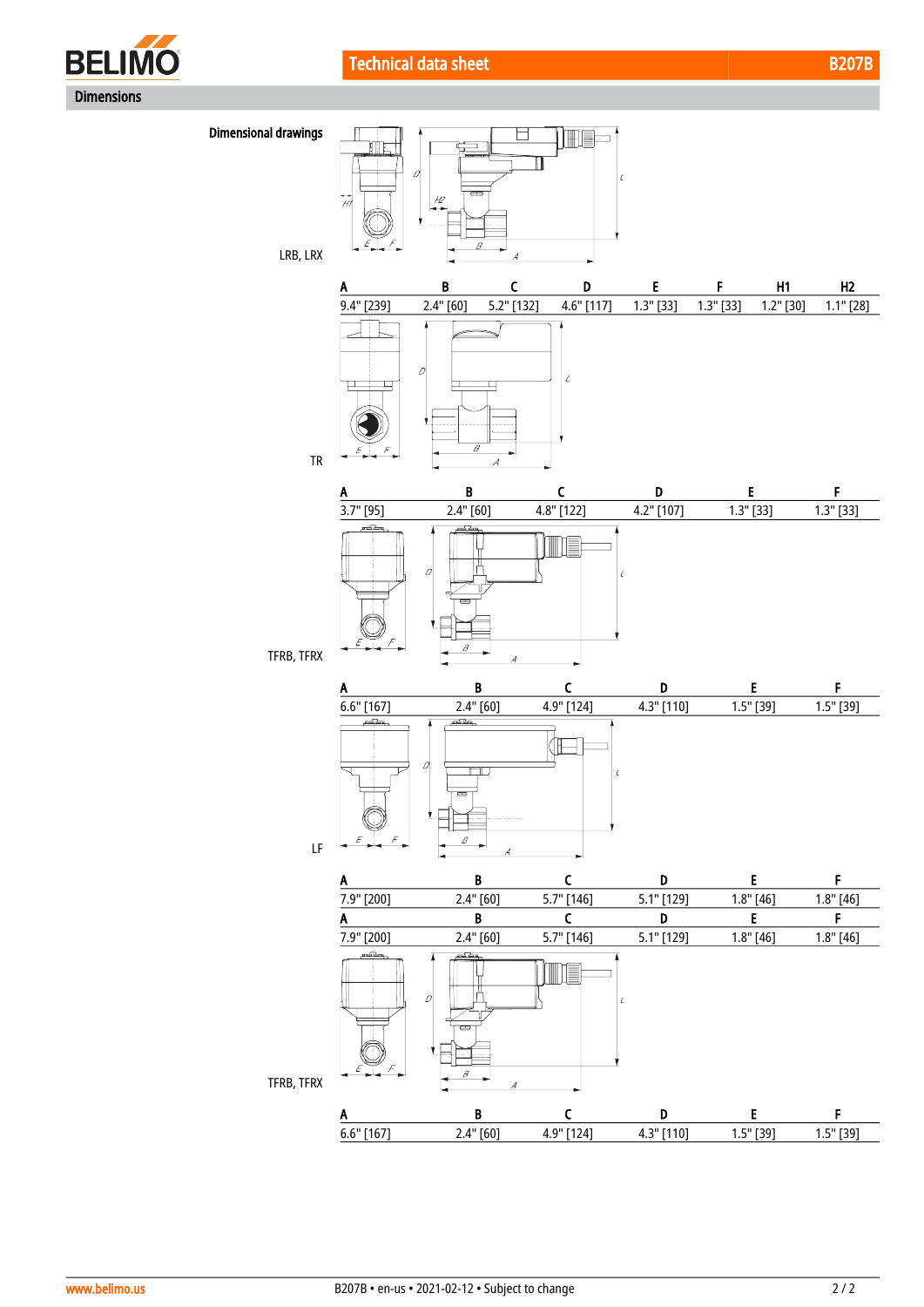## Dimensions

### Dimensional drawings

LRB, LRX

| A | B | C | D | E | F | H1 | H2 |
|---|---|---|---|---|---|---|---|
| 9.4" [239] | 2.4" [60] | 5.2" [132] | 4.6" [117] | 1.3" [33] | 1.3" [33] | 1.2" [30] | 1.1" [28] |

TR

| A | B | C | D | E | F |
|---|---|---|---|---|---|
| 3.7" [95] | 2.4" [60] | 4.8" [122] | 4.2" [107] | 1.3" [33] | 1.3" [33] |

TFRB, TFRX

| A | B | C | D | E | F |
|---|---|---|---|---|---|
| 6.6" [167] | 2.4" [60] | 4.9" [124] | 4.3" [110] | 1.5" [39] | 1.5" [39] |

LF

| A | B | C | D | E | F |
|---|---|---|---|---|---|
| 7.9" [200] | 2.4" [60] | 5.7" [146] | 5.1" [129] | 1.8" [46] | 1.8" [46] |

| A | B | C | D | E | F |
|---|---|---|---|---|---|
| 7.9" [200] | 2.4" [60] | 5.7" [146] | 5.1" [129] | 1.8" [46] | 1.8" [46] |

TFRB, TFRX

| A | B | C | D | E | F |
|---|---|---|---|---|---|
| 6.6" [167] | 2.4" [60] | 4.9" [124] | 4.3" [110] | 1.5" [39] | 1.5" [39] |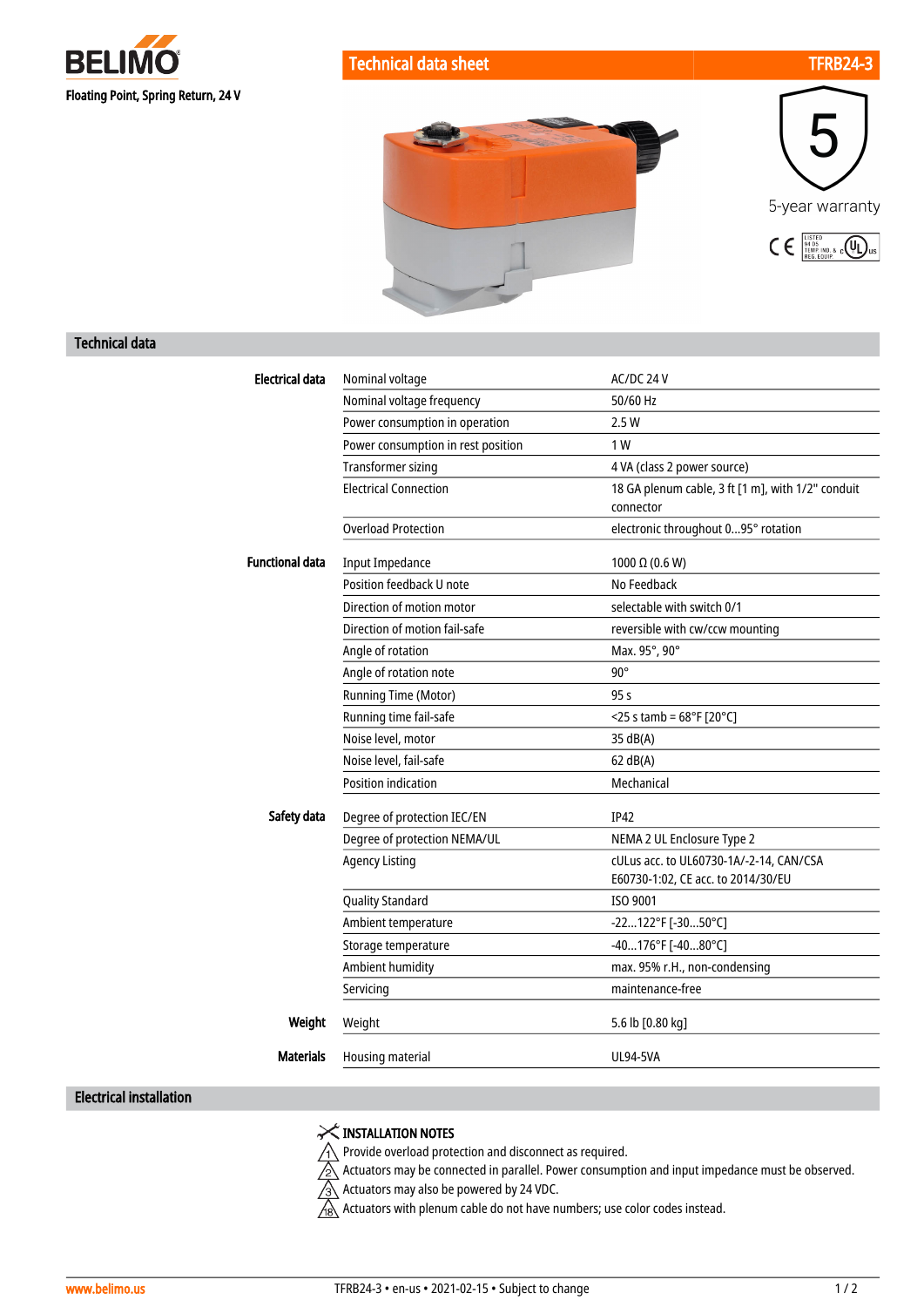**BELIMO**

Floating Point, Spring Return, 24 V

# Technical data sheet TFRB24-3

5-year warranty

## Technical data

| | | |
|---|---|---|
| **Electrical data** | Nominal voltage | AC/DC 24 V |
| | Nominal voltage frequency | 50/60 Hz |
| | Power consumption in operation | 2.5 W |
| | Power consumption in rest position | 1 W |
| | Transformer sizing | 4 VA (class 2 power source) |
| | Electrical Connection | 18 GA plenum cable, 3 ft [1 m], with 1/2" conduit connector |
| | Overload Protection | electronic throughout 0...95° rotation |
| **Functional data** | Input Impedance | 1000 Ω (0.6 W) |
| | Position feedback U note | No Feedback |
| | Direction of motion motor | selectable with switch 0/1 |
| | Direction of motion fail-safe | reversible with cw/ccw mounting |
| | Angle of rotation | Max. 95°, 90° |
| | Angle of rotation note | 90° |
| | Running Time (Motor) | 95 s |
| | Running time fail-safe | <25 s tamb = 68°F [20°C] |
| | Noise level, motor | 35 dB(A) |
| | Noise level, fail-safe | 62 dB(A) |
| | Position indication | Mechanical |
| **Safety data** | Degree of protection IEC/EN | IP42 |
| | Degree of protection NEMA/UL | NEMA 2 UL Enclosure Type 2 |
| | Agency Listing | cULus acc. to UL60730-1A/-2-14, CAN/CSA E60730-1:02, CE acc. to 2014/30/EU |
| | Quality Standard | ISO 9001 |
| | Ambient temperature | -22...122°F [-30...50°C] |
| | Storage temperature | -40...176°F [-40...80°C] |
| | Ambient humidity | max. 95% r.H., non-condensing |
| | Servicing | maintenance-free |
| **Weight** | Weight | 5.6 lb [0.80 kg] |
| **Materials** | Housing material | UL94-5VA |

## Electrical installation

**INSTALLATION NOTES**

1. Provide overload protection and disconnect as required.
2. Actuators may be connected in parallel. Power consumption and input impedance must be observed.
3. Actuators may also be powered by 24 VDC.
18. Actuators with plenum cable do not have numbers; use color codes instead.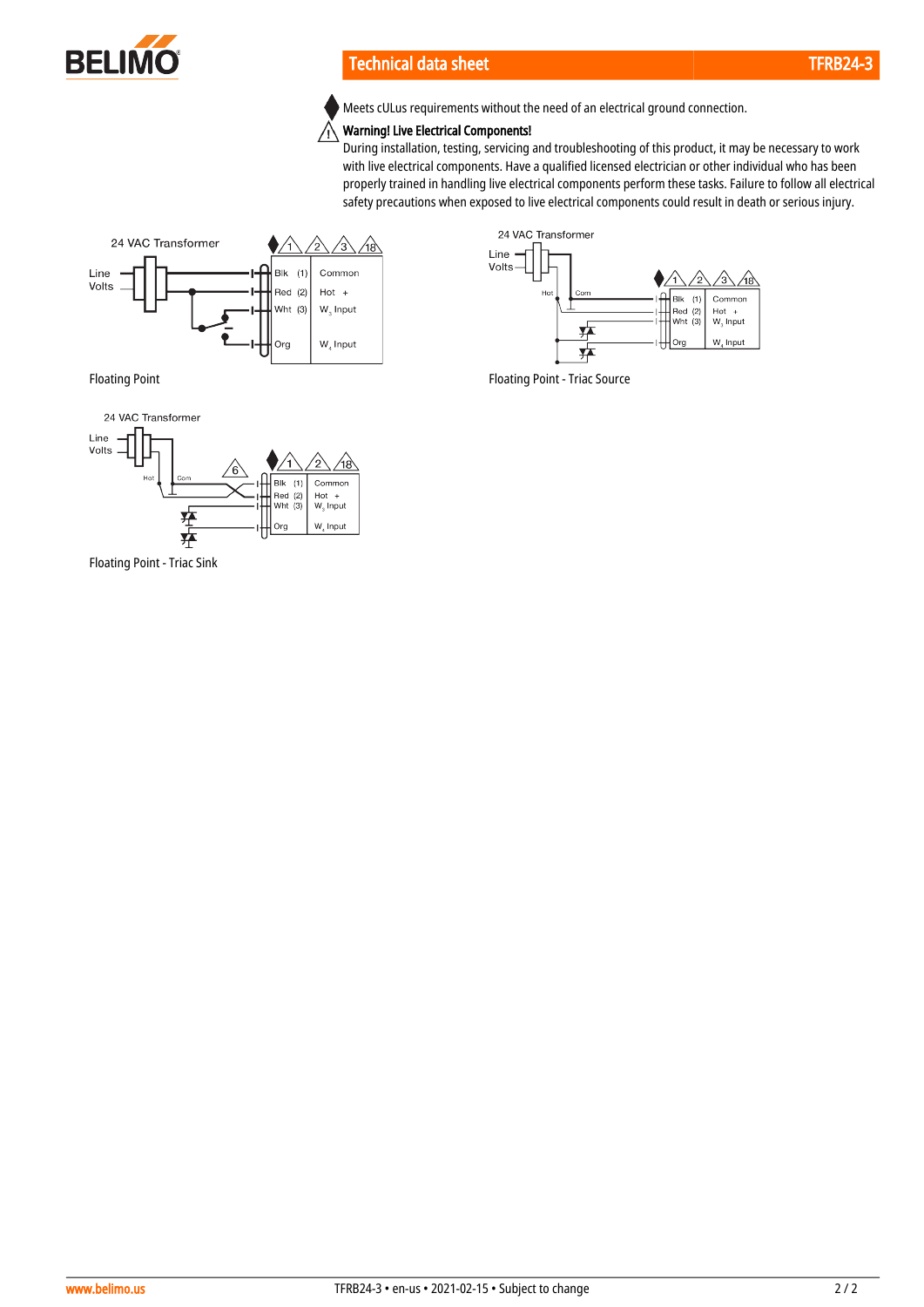Meets cULus requirements without the need of an electrical ground connection.

**Warning! Live Electrical Components!**
During installation, testing, servicing and troubleshooting of this product, it may be necessary to work with live electrical components. Have a qualified licensed electrician or other individual who has been properly trained in handling live electrical components perform these tasks. Failure to follow all electrical safety precautions when exposed to live electrical components could result in death or serious injury.

24 VAC Transformer
Line Volts
Blk (1) Common
Red (2) Hot +
Wht (3) $W_3$ Input
Org $W_4$ Input
1 2 3 18

Floating Point

24 VAC Transformer
Line Volts
Hot Com
Blk (1) Common
Red (2) Hot +
Wht (3) $W_3$ Input
Org $W_4$ Input
1 2 3 18

Floating Point - Triac Source

24 VAC Transformer
Line Volts
Hot Com
6
Blk (1) Common
Red (2) Hot +
Wht (3) $W_3$ Input
Org $W_4$ Input
1 2 18

Floating Point - Triac Sink